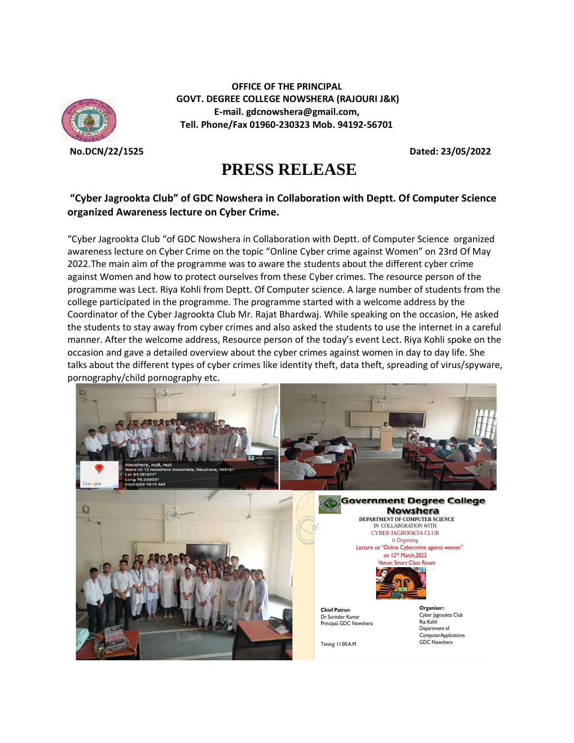**OFFICE OF THE PRINCIPAL**
**GOVT. DEGREE COLLEGE NOWSHERA (RAJOURI J&K)**
**E-mail. gdcnowshera@gmail.com,**
**Tell. Phone/Fax 01960-230323 Mob. 94192-56701**

**No.DCN/22/1525** **Dated: 23/05/2022**

# PRESS RELEASE

### "Cyber Jagrookta Club" of GDC Nowshera in Collaboration with Deptt. Of Computer Science organized Awareness lecture on Cyber Crime.

"Cyber Jagrookta Club "of GDC Nowshera in Collaboration with Deptt. of Computer Science organized awareness lecture on Cyber Crime on the topic "Online Cyber crime against Women" on 23rd Of May 2022.The main aim of the programme was to aware the students about the different cyber crime against Women and how to protect ourselves from these Cyber crimes. The resource person of the programme was Lect. Riya Kohli from Deptt. Of Computer science. A large number of students from the college participated in the programme. The programme started with a welcome address by the Coordinator of the Cyber Jagrookta Club Mr. Rajat Bhardwaj. While speaking on the occasion, He asked the students to stay away from cyber crimes and also asked the students to use the internet in a careful manner. After the welcome address, Resource person of the today's event Lect. Riya Kohli spoke on the occasion and gave a detailed overview about the cyber crimes against women in day to day life. She talks about the different types of cyber crimes like identity theft, data theft, spreading of virus/spyware, pornography/child pornography etc.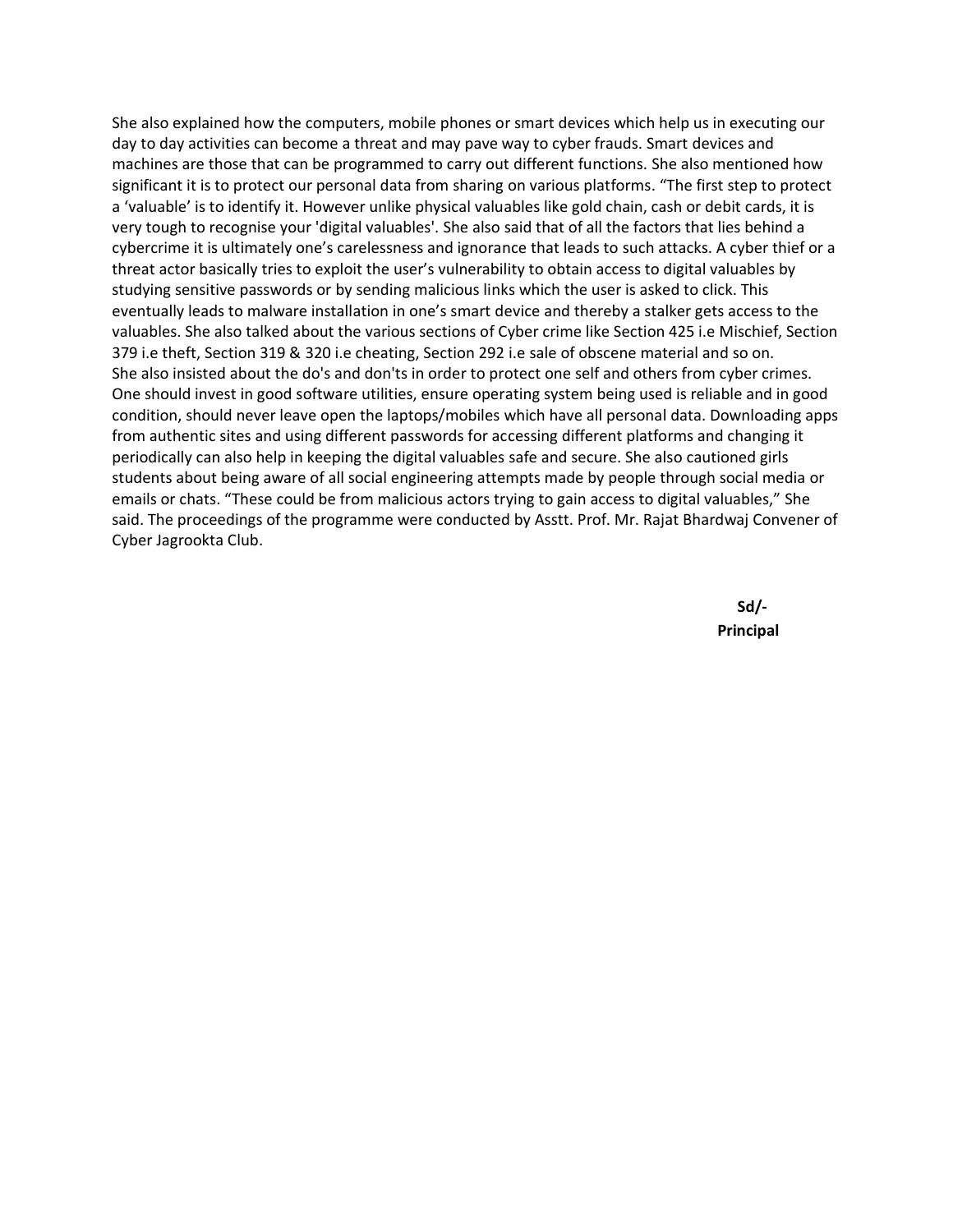She also explained how the computers, mobile phones or smart devices which help us in executing our day to day activities can become a threat and may pave way to cyber frauds. Smart devices and machines are those that can be programmed to carry out different functions. She also mentioned how significant it is to protect our personal data from sharing on various platforms. “The first step to protect a ‘valuable’ is to identify it. However unlike physical valuables like gold chain, cash or debit cards, it is very tough to recognise your 'digital valuables'. She also said that of all the factors that lies behind a cybercrime it is ultimately one’s carelessness and ignorance that leads to such attacks. A cyber thief or a threat actor basically tries to exploit the user’s vulnerability to obtain access to digital valuables by studying sensitive passwords or by sending malicious links which the user is asked to click. This eventually leads to malware installation in one’s smart device and thereby a stalker gets access to the valuables. She also talked about the various sections of Cyber crime like Section 425 i.e Mischief, Section 379 i.e theft, Section 319 & 320 i.e cheating, Section 292 i.e sale of obscene material and so on.
She also insisted about the do's and don'ts in order to protect one self and others from cyber crimes. One should invest in good software utilities, ensure operating system being used is reliable and in good condition, should never leave open the laptops/mobiles which have all personal data. Downloading apps from authentic sites and using different passwords for accessing different platforms and changing it periodically can also help in keeping the digital valuables safe and secure. She also cautioned girls students about being aware of all social engineering attempts made by people through social media or emails or chats. “These could be from malicious actors trying to gain access to digital valuables,” She said. The proceedings of the programme were conducted by Asstt. Prof. Mr. Rajat Bhardwaj Convener of Cyber Jagrookta Club.

**Sd/-**
**Principal**